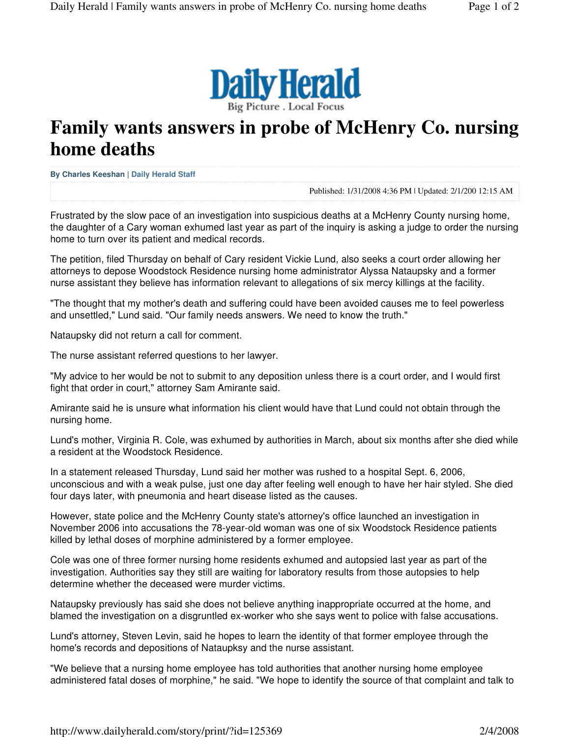Daily Herald

Big Picture . Local Focus

# Family wants answers in probe of McHenry Co. nursing home deaths

**By Charles Keeshan | Daily Herald Staff**

Published: 1/31/2008 4:36 PM | Updated: 2/1/200 12:15 AM

Frustrated by the slow pace of an investigation into suspicious deaths at a McHenry County nursing home, the daughter of a Cary woman exhumed last year as part of the inquiry is asking a judge to order the nursing home to turn over its patient and medical records.

The petition, filed Thursday on behalf of Cary resident Vickie Lund, also seeks a court order allowing her attorneys to depose Woodstock Residence nursing home administrator Alyssa Nataupsky and a former nurse assistant they believe has information relevant to allegations of six mercy killings at the facility.

"The thought that my mother's death and suffering could have been avoided causes me to feel powerless and unsettled," Lund said. "Our family needs answers. We need to know the truth."

Nataupsky did not return a call for comment.

The nurse assistant referred questions to her lawyer.

"My advice to her would be not to submit to any deposition unless there is a court order, and I would first fight that order in court," attorney Sam Amirante said.

Amirante said he is unsure what information his client would have that Lund could not obtain through the nursing home.

Lund's mother, Virginia R. Cole, was exhumed by authorities in March, about six months after she died while a resident at the Woodstock Residence.

In a statement released Thursday, Lund said her mother was rushed to a hospital Sept. 6, 2006, unconscious and with a weak pulse, just one day after feeling well enough to have her hair styled. She died four days later, with pneumonia and heart disease listed as the causes.

However, state police and the McHenry County state's attorney's office launched an investigation in November 2006 into accusations the 78-year-old woman was one of six Woodstock Residence patients killed by lethal doses of morphine administered by a former employee.

Cole was one of three former nursing home residents exhumed and autopsied last year as part of the investigation. Authorities say they still are waiting for laboratory results from those autopsies to help determine whether the deceased were murder victims.

Nataupsky previously has said she does not believe anything inappropriate occurred at the home, and blamed the investigation on a disgruntled ex-worker who she says went to police with false accusations.

Lund's attorney, Steven Levin, said he hopes to learn the identity of that former employee through the home's records and depositions of Nataupksy and the nurse assistant.

"We believe that a nursing home employee has told authorities that another nursing home employee administered fatal doses of morphine," he said. "We hope to identify the source of that complaint and talk to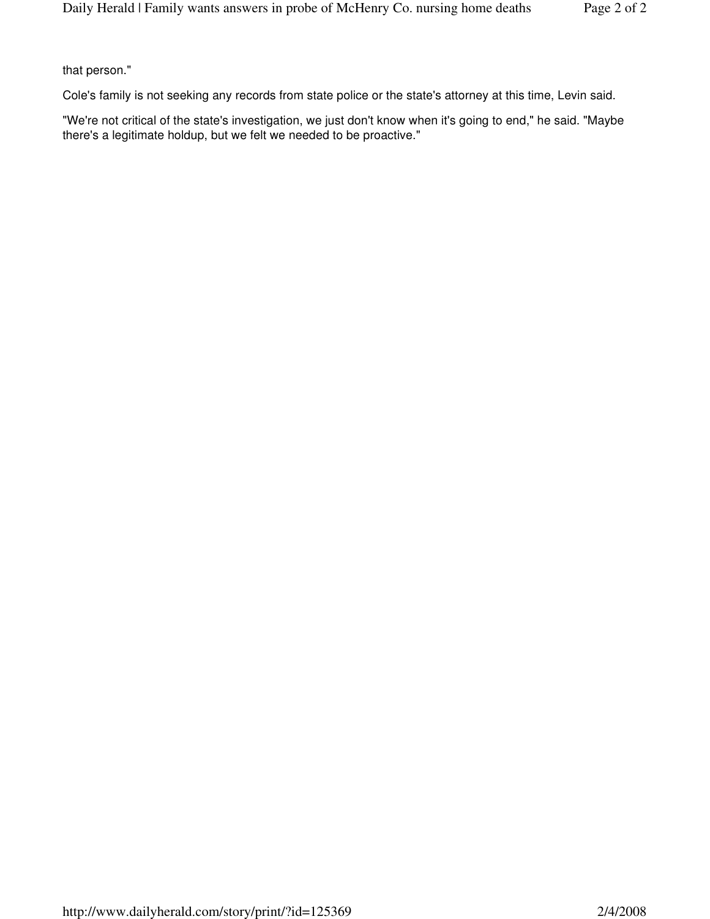that person."

Cole's family is not seeking any records from state police or the state's attorney at this time, Levin said.

"We're not critical of the state's investigation, we just don't know when it's going to end," he said. "Maybe there's a legitimate holdup, but we felt we needed to be proactive."